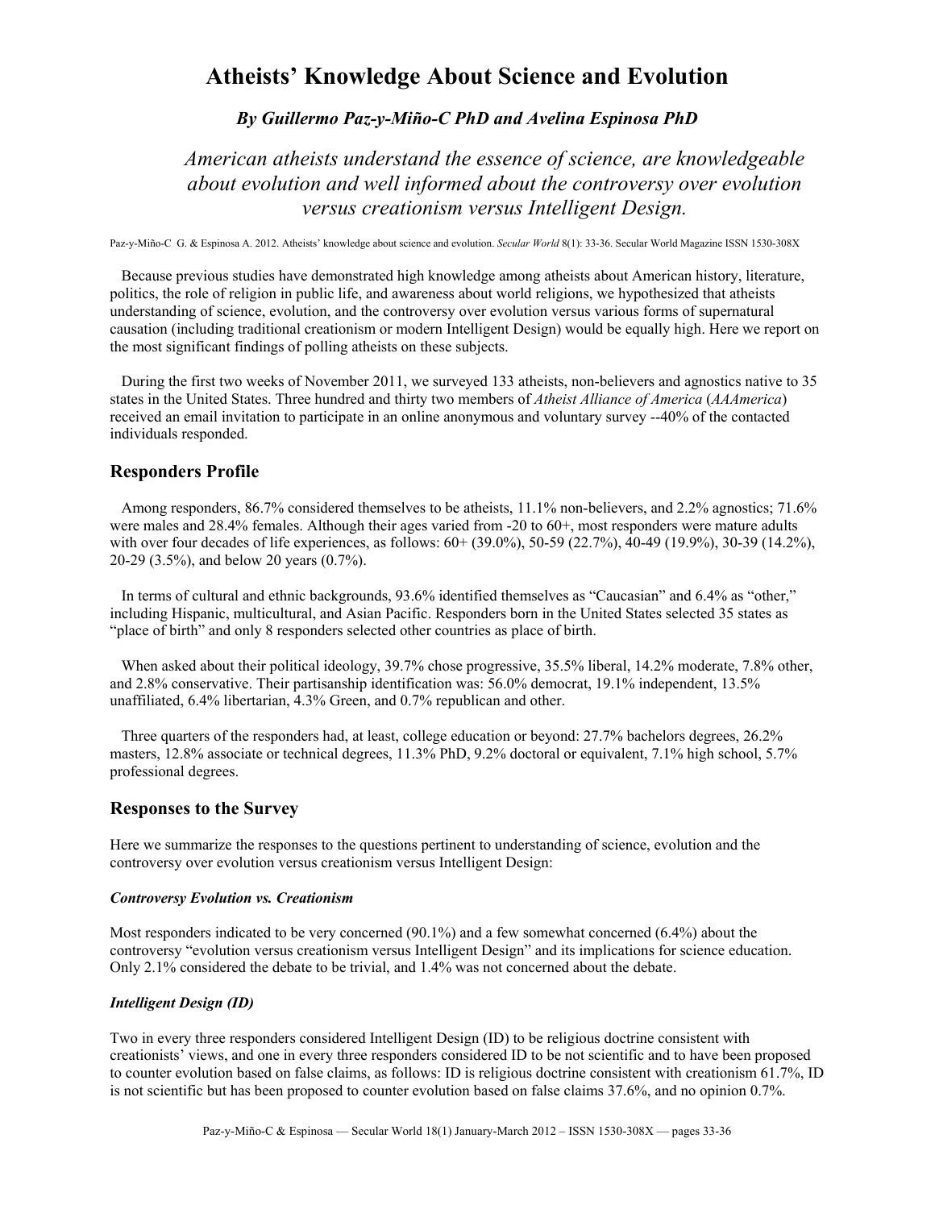# Atheists' Knowledge About Science and Evolution

### *By Guillermo Paz-y-Miño-C PhD and Avelina Espinosa PhD*

*American atheists understand the essence of science, are knowledgeable about evolution and well informed about the controversy over evolution versus creationism versus Intelligent Design.*

Paz-y-Miño-C G. & Espinosa A. 2012. Atheists' knowledge about science and evolution. *Secular World* 8(1): 33-36. Secular World Magazine ISSN 1530-308X

Because previous studies have demonstrated high knowledge among atheists about American history, literature, politics, the role of religion in public life, and awareness about world religions, we hypothesized that atheists understanding of science, evolution, and the controversy over evolution versus various forms of supernatural causation (including traditional creationism or modern Intelligent Design) would be equally high. Here we report on the most significant findings of polling atheists on these subjects.

During the first two weeks of November 2011, we surveyed 133 atheists, non-believers and agnostics native to 35 states in the United States. Three hundred and thirty two members of *Atheist Alliance of America* (*AAAmerica*) received an email invitation to participate in an online anonymous and voluntary survey --40% of the contacted individuals responded.

## Responders Profile

Among responders, 86.7% considered themselves to be atheists, 11.1% non-believers, and 2.2% agnostics; 71.6% were males and 28.4% females. Although their ages varied from -20 to 60+, most responders were mature adults with over four decades of life experiences, as follows: 60+ (39.0%), 50-59 (22.7%), 40-49 (19.9%), 30-39 (14.2%), 20-29 (3.5%), and below 20 years (0.7%).

In terms of cultural and ethnic backgrounds, 93.6% identified themselves as "Caucasian" and 6.4% as "other," including Hispanic, multicultural, and Asian Pacific. Responders born in the United States selected 35 states as "place of birth" and only 8 responders selected other countries as place of birth.

When asked about their political ideology, 39.7% chose progressive, 35.5% liberal, 14.2% moderate, 7.8% other, and 2.8% conservative. Their partisanship identification was: 56.0% democrat, 19.1% independent, 13.5% unaffiliated, 6.4% libertarian, 4.3% Green, and 0.7% republican and other.

Three quarters of the responders had, at least, college education or beyond: 27.7% bachelors degrees, 26.2% masters, 12.8% associate or technical degrees, 11.3% PhD, 9.2% doctoral or equivalent, 7.1% high school, 5.7% professional degrees.

## Responses to the Survey

Here we summarize the responses to the questions pertinent to understanding of science, evolution and the controversy over evolution versus creationism versus Intelligent Design:

#### *Controversy Evolution vs. Creationism*

Most responders indicated to be very concerned (90.1%) and a few somewhat concerned (6.4%) about the controversy "evolution versus creationism versus Intelligent Design" and its implications for science education. Only 2.1% considered the debate to be trivial, and 1.4% was not concerned about the debate.

#### *Intelligent Design (ID)*

Two in every three responders considered Intelligent Design (ID) to be religious doctrine consistent with creationists' views, and one in every three responders considered ID to be not scientific and to have been proposed to counter evolution based on false claims, as follows: ID is religious doctrine consistent with creationism 61.7%, ID is not scientific but has been proposed to counter evolution based on false claims 37.6%, and no opinion 0.7%.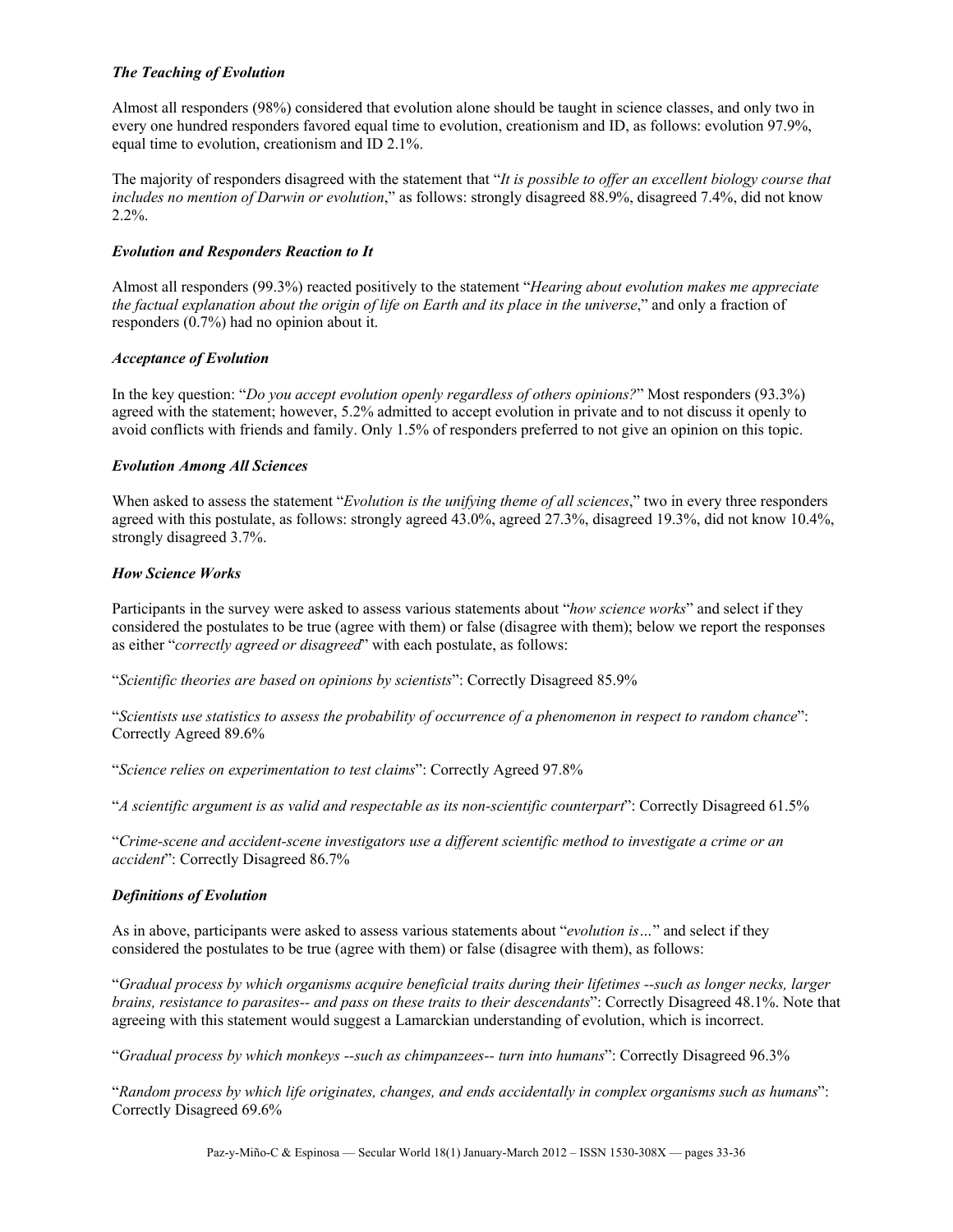### *The Teaching of Evolution*

Almost all responders (98%) considered that evolution alone should be taught in science classes, and only two in every one hundred responders favored equal time to evolution, creationism and ID, as follows: evolution 97.9%, equal time to evolution, creationism and ID 2.1%.

The majority of responders disagreed with the statement that "*It is possible to offer an excellent biology course that includes no mention of Darwin or evolution*," as follows: strongly disagreed 88.9%, disagreed 7.4%, did not know 2.2%.

### *Evolution and Responders Reaction to It*

Almost all responders (99.3%) reacted positively to the statement "*Hearing about evolution makes me appreciate the factual explanation about the origin of life on Earth and its place in the universe*," and only a fraction of responders (0.7%) had no opinion about it.

### *Acceptance of Evolution*

In the key question: "*Do you accept evolution openly regardless of others opinions?*" Most responders (93.3%) agreed with the statement; however, 5.2% admitted to accept evolution in private and to not discuss it openly to avoid conflicts with friends and family. Only 1.5% of responders preferred to not give an opinion on this topic.

### *Evolution Among All Sciences*

When asked to assess the statement "*Evolution is the unifying theme of all sciences*," two in every three responders agreed with this postulate, as follows: strongly agreed 43.0%, agreed 27.3%, disagreed 19.3%, did not know 10.4%, strongly disagreed 3.7%.

### *How Science Works*

Participants in the survey were asked to assess various statements about "*how science works*" and select if they considered the postulates to be true (agree with them) or false (disagree with them); below we report the responses as either "*correctly agreed or disagreed*" with each postulate, as follows:

"*Scientific theories are based on opinions by scientists*": Correctly Disagreed 85.9%

"*Scientists use statistics to assess the probability of occurrence of a phenomenon in respect to random chance*": Correctly Agreed 89.6%

"*Science relies on experimentation to test claims*": Correctly Agreed 97.8%

"*A scientific argument is as valid and respectable as its non-scientific counterpart*": Correctly Disagreed 61.5%

"*Crime-scene and accident-scene investigators use a different scientific method to investigate a crime or an accident*": Correctly Disagreed 86.7%

### *Definitions of Evolution*

As in above, participants were asked to assess various statements about "*evolution is…*" and select if they considered the postulates to be true (agree with them) or false (disagree with them), as follows:

"*Gradual process by which organisms acquire beneficial traits during their lifetimes --such as longer necks, larger brains, resistance to parasites-- and pass on these traits to their descendants*": Correctly Disagreed 48.1%. Note that agreeing with this statement would suggest a Lamarckian understanding of evolution, which is incorrect.

"*Gradual process by which monkeys --such as chimpanzees-- turn into humans*": Correctly Disagreed 96.3%

"*Random process by which life originates, changes, and ends accidentally in complex organisms such as humans*": Correctly Disagreed 69.6%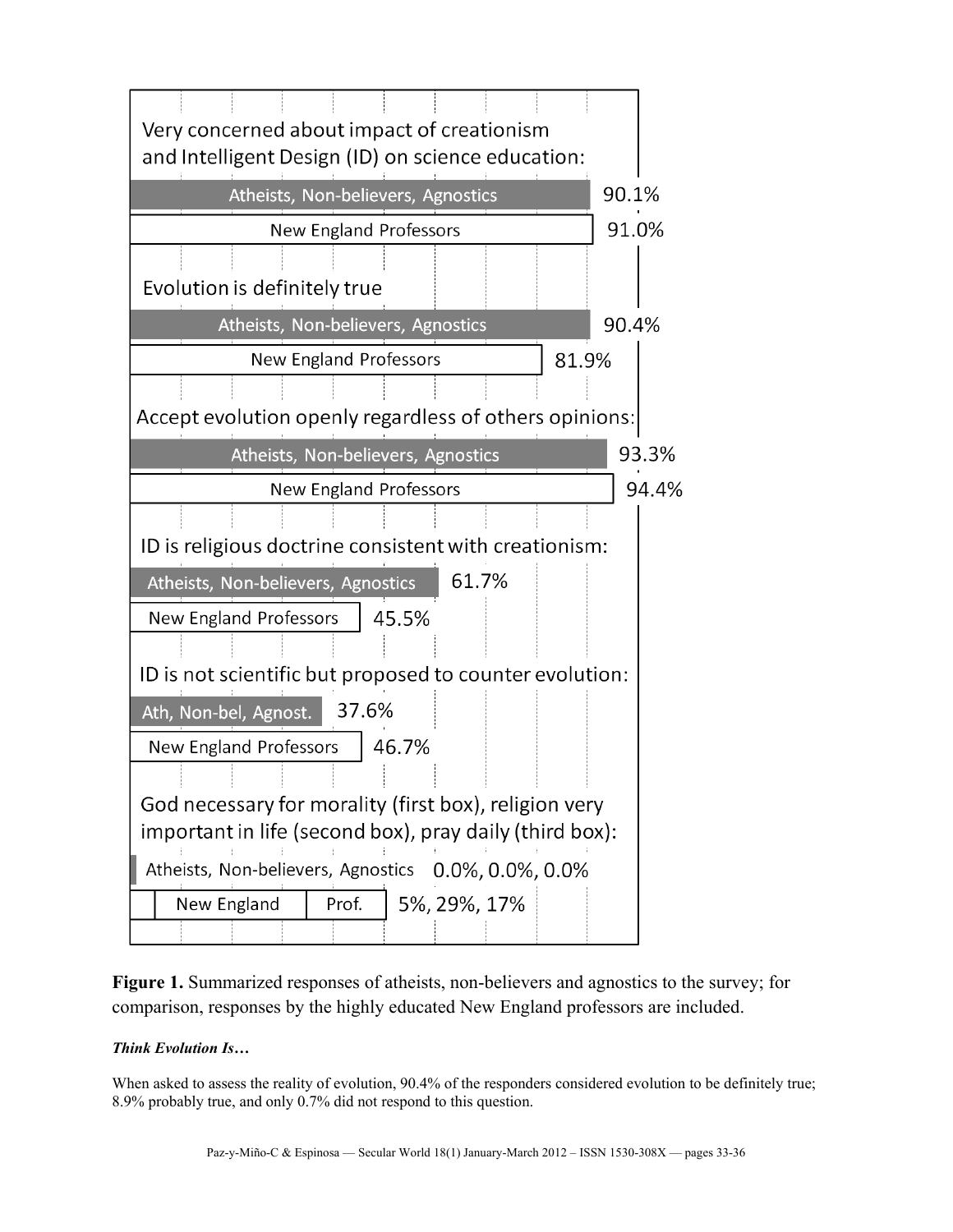Very concerned about impact of creationism and Intelligent Design (ID) on science education:

| Group | % |
|---|---|
| Atheists, Non-believers, Agnostics | 90.1% |
| New England Professors | 91.0% |

Evolution is definitely true

| Group | % |
|---|---|
| Atheists, Non-believers, Agnostics | 90.4% |
| New England Professors | 81.9% |

Accept evolution openly regardless of others opinions:

| Group | % |
|---|---|
| Atheists, Non-believers, Agnostics | 93.3% |
| New England Professors | 94.4% |

ID is religious doctrine consistent with creationism:

| Group | % |
|---|---|
| Atheists, Non-believers, Agnostics | 61.7% |
| New England Professors | 45.5% |

ID is not scientific but proposed to counter evolution:

| Group | % |
|---|---|
| Ath, Non-bel, Agnost. | 37.6% |
| New England Professors | 46.7% |

God necessary for morality (first box), religion very important in life (second box), pray daily (third box):

| Group | % |
|---|---|
| Atheists, Non-believers, Agnostics | 0.0%, 0.0%, 0.0% |
| New England Prof. | 5%, 29%, 17% |

**Figure 1.** Summarized responses of atheists, non-believers and agnostics to the survey; for comparison, responses by the highly educated New England professors are included.

***Think Evolution Is…***

When asked to assess the reality of evolution, 90.4% of the responders considered evolution to be definitely true; 8.9% probably true, and only 0.7% did not respond to this question.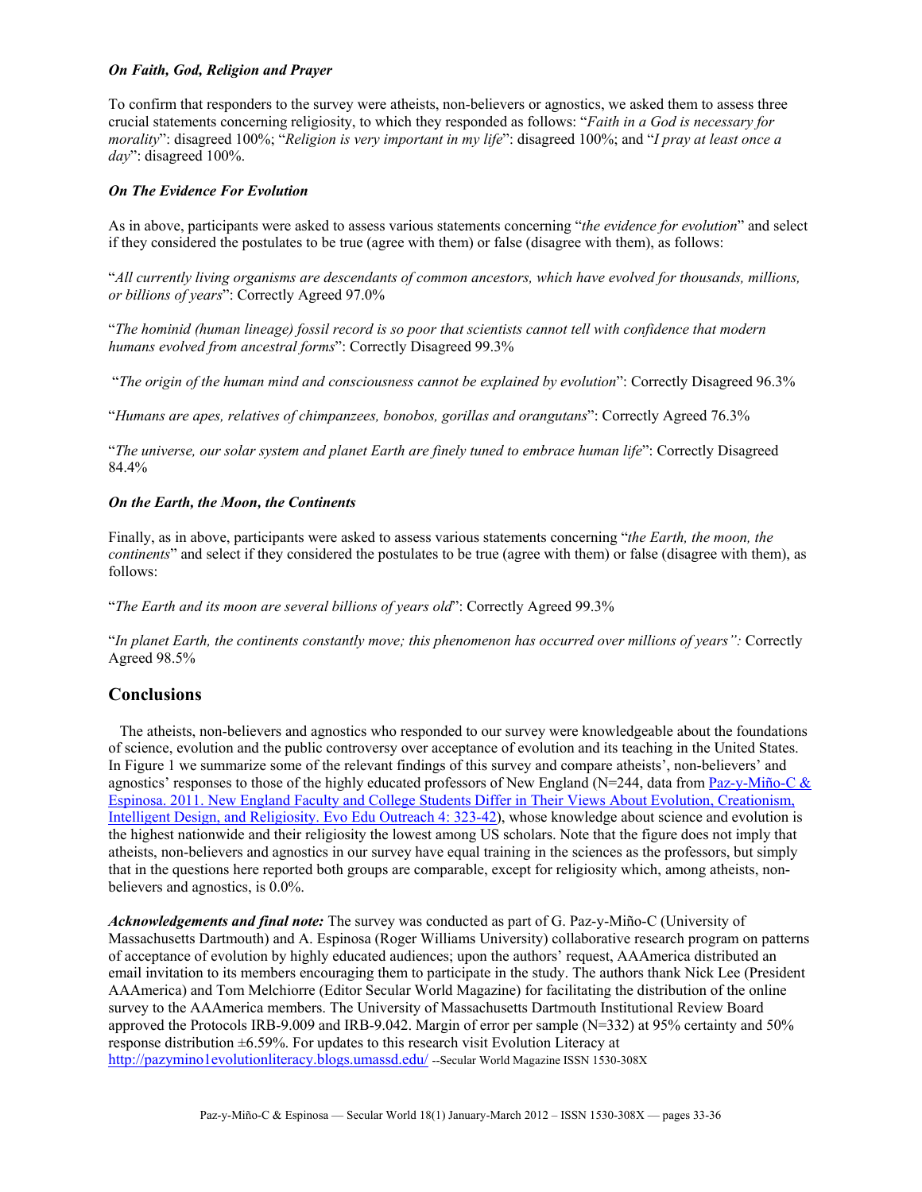***On Faith, God, Religion and Prayer***

To confirm that responders to the survey were atheists, non-believers or agnostics, we asked them to assess three crucial statements concerning religiosity, to which they responded as follows: "*Faith in a God is necessary for morality*": disagreed 100%; "*Religion is very important in my life*": disagreed 100%; and "*I pray at least once a day*": disagreed 100%.

***On The Evidence For Evolution***

As in above, participants were asked to assess various statements concerning "*the evidence for evolution*" and select if they considered the postulates to be true (agree with them) or false (disagree with them), as follows:

"*All currently living organisms are descendants of common ancestors, which have evolved for thousands, millions, or billions of years*": Correctly Agreed 97.0%

"*The hominid (human lineage) fossil record is so poor that scientists cannot tell with confidence that modern humans evolved from ancestral forms*": Correctly Disagreed 99.3%

"*The origin of the human mind and consciousness cannot be explained by evolution*": Correctly Disagreed 96.3%

"*Humans are apes, relatives of chimpanzees, bonobos, gorillas and orangutans*": Correctly Agreed 76.3%

"*The universe, our solar system and planet Earth are finely tuned to embrace human life*": Correctly Disagreed 84.4%

***On the Earth, the Moon, the Continents***

Finally, as in above, participants were asked to assess various statements concerning "*the Earth, the moon, the continents*" and select if they considered the postulates to be true (agree with them) or false (disagree with them), as follows:

"*The Earth and its moon are several billions of years old*": Correctly Agreed 99.3%

"*In planet Earth, the continents constantly move; this phenomenon has occurred over millions of years":* Correctly Agreed 98.5%

## Conclusions

The atheists, non-believers and agnostics who responded to our survey were knowledgeable about the foundations of science, evolution and the public controversy over acceptance of evolution and its teaching in the United States. In Figure 1 we summarize some of the relevant findings of this survey and compare atheists', non-believers' and agnostics' responses to those of the highly educated professors of New England (N=244, data from [Paz-y-Miño-C & Espinosa. 2011. New England Faculty and College Students Differ in Their Views About Evolution, Creationism, Intelligent Design, and Religiosity. Evo Edu Outreach 4: 323-42]), whose knowledge about science and evolution is the highest nationwide and their religiosity the lowest among US scholars. Note that the figure does not imply that atheists, non-believers and agnostics in our survey have equal training in the sciences as the professors, but simply that in the questions here reported both groups are comparable, except for religiosity which, among atheists, non-believers and agnostics, is 0.0%.

***Acknowledgements and final note:*** The survey was conducted as part of G. Paz-y-Miño-C (University of Massachusetts Dartmouth) and A. Espinosa (Roger Williams University) collaborative research program on patterns of acceptance of evolution by highly educated audiences; upon the authors' request, AAAmerica distributed an email invitation to its members encouraging them to participate in the study. The authors thank Nick Lee (President AAAmerica) and Tom Melchiorre (Editor Secular World Magazine) for facilitating the distribution of the online survey to the AAAmerica members. The University of Massachusetts Dartmouth Institutional Review Board approved the Protocols IRB-9.009 and IRB-9.042. Margin of error per sample (N=332) at 95% certainty and 50% response distribution ±6.59%. For updates to this research visit Evolution Literacy at http://pazymino1evolutionliteracy.blogs.umassd.edu/ --Secular World Magazine ISSN 1530-308X